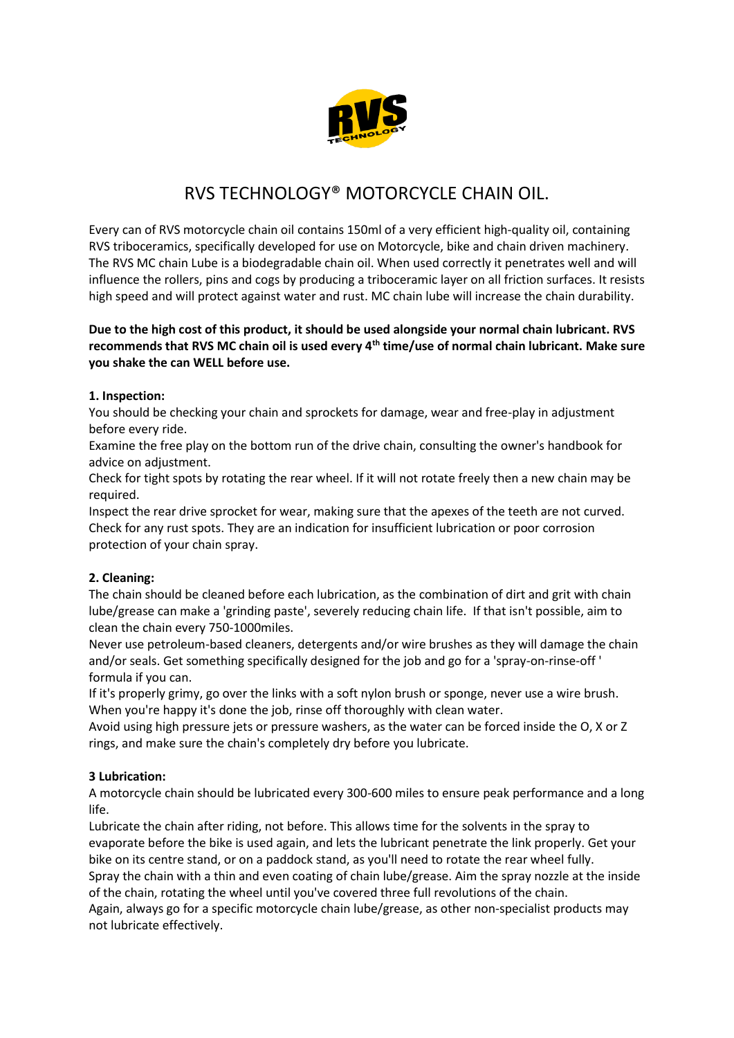# RVS TECHNOLOGY® MOTORCYCLE CHAIN OIL.

Every can of RVS motorcycle chain oil contains 150ml of a very efficient high-quality oil, containing RVS triboceramics, specifically developed for use on Motorcycle, bike and chain driven machinery. The RVS MC chain Lube is a biodegradable chain oil. When used correctly it penetrates well and will influence the rollers, pins and cogs by producing a triboceramic layer on all friction surfaces. It resists high speed and will protect against water and rust. MC chain lube will increase the chain durability.

**Due to the high cost of this product, it should be used alongside your normal chain lubricant. RVS recommends that RVS MC chain oil is used every 4th time/use of normal chain lubricant. Make sure you shake the can WELL before use.**

**1. Inspection:**

You should be checking your chain and sprockets for damage, wear and free-play in adjustment before every ride.

Examine the free play on the bottom run of the drive chain, consulting the owner's handbook for advice on adjustment.

Check for tight spots by rotating the rear wheel. If it will not rotate freely then a new chain may be required.

Inspect the rear drive sprocket for wear, making sure that the apexes of the teeth are not curved.

Check for any rust spots. They are an indication for insufficient lubrication or poor corrosion protection of your chain spray.

**2. Cleaning:**

The chain should be cleaned before each lubrication, as the combination of dirt and grit with chain lube/grease can make a 'grinding paste', severely reducing chain life. If that isn't possible, aim to clean the chain every 750-1000miles.

Never use petroleum-based cleaners, detergents and/or wire brushes as they will damage the chain and/or seals. Get something specifically designed for the job and go for a 'spray-on-rinse-off ' formula if you can.

If it's properly grimy, go over the links with a soft nylon brush or sponge, never use a wire brush. When you're happy it's done the job, rinse off thoroughly with clean water.

Avoid using high pressure jets or pressure washers, as the water can be forced inside the O, X or Z rings, and make sure the chain's completely dry before you lubricate.

**3 Lubrication:**

A motorcycle chain should be lubricated every 300-600 miles to ensure peak performance and a long life.

Lubricate the chain after riding, not before. This allows time for the solvents in the spray to evaporate before the bike is used again, and lets the lubricant penetrate the link properly. Get your bike on its centre stand, or on a paddock stand, as you'll need to rotate the rear wheel fully.

Spray the chain with a thin and even coating of chain lube/grease. Aim the spray nozzle at the inside of the chain, rotating the wheel until you've covered three full revolutions of the chain.

Again, always go for a specific motorcycle chain lube/grease, as other non-specialist products may not lubricate effectively.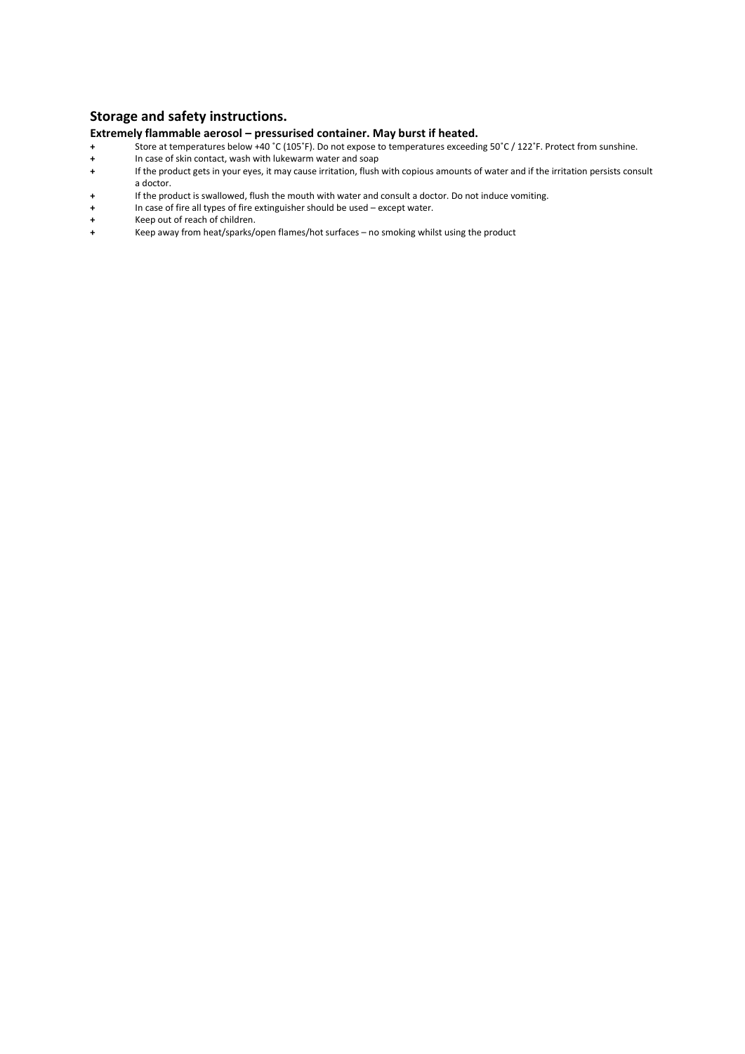## Storage and safety instructions.

### Extremely flammable aerosol – pressurised container. May burst if heated.

- Store at temperatures below +40 ˚C (105˚F). Do not expose to temperatures exceeding 50˚C / 122˚F. Protect from sunshine.
- In case of skin contact, wash with lukewarm water and soap
- If the product gets in your eyes, it may cause irritation, flush with copious amounts of water and if the irritation persists consult a doctor.
- If the product is swallowed, flush the mouth with water and consult a doctor. Do not induce vomiting.
- In case of fire all types of fire extinguisher should be used – except water.
- Keep out of reach of children.
- Keep away from heat/sparks/open flames/hot surfaces – no smoking whilst using the product